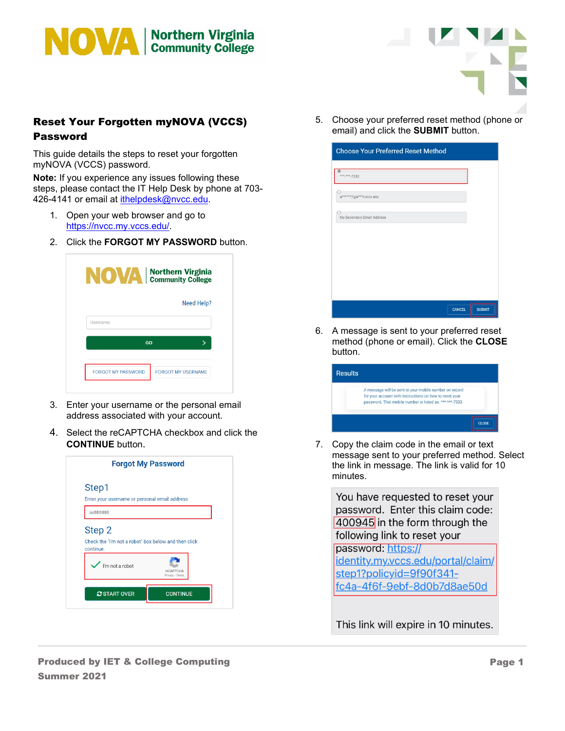# Reset Your Forgotten myNOVA (VCCS) Password

This guide details the steps to reset your forgotten myNOVA (VCCS) password.

**Note:** If you experience any issues following these steps, please contact the IT Help Desk by phone at 703-426-4141 or email at ithelpdesk@nvcc.edu.

1. Open your web browser and go to https://nvcc.my.vccs.edu/.
2. Click the **FORGOT MY PASSWORD** button.
3. Enter your username or the personal email address associated with your account.
4. Select the reCAPTCHA checkbox and click the **CONTINUE** button.
5. Choose your preferred reset method (phone or email) and click the **SUBMIT** button.
6. A message is sent to your preferred reset method (phone or email). Click the **CLOSE** button.
7. Copy the claim code in the email or text message sent to your preferred method. Select the link in message. The link is valid for 10 minutes.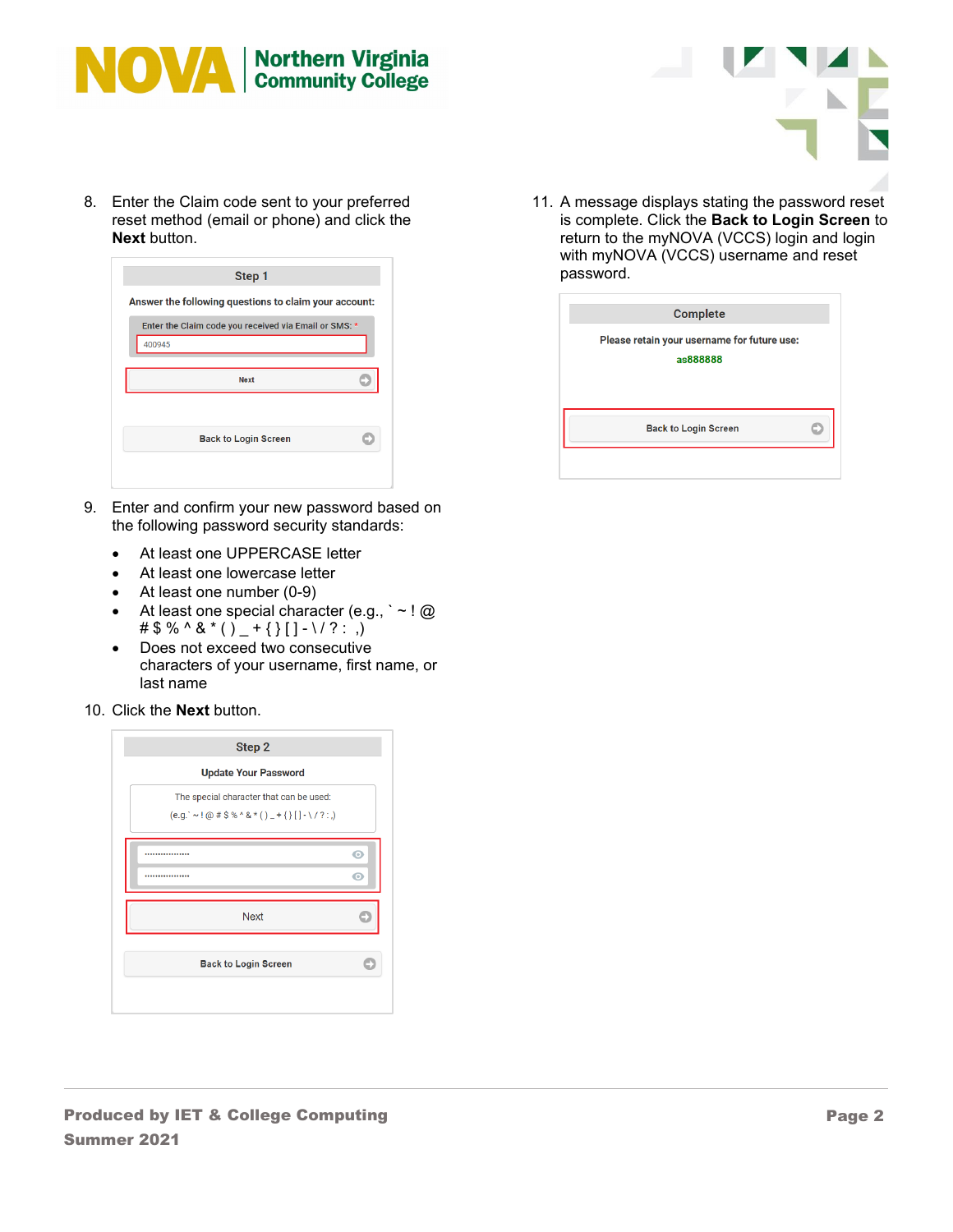8. Enter the Claim code sent to your preferred reset method (email or phone) and click the **Next** button.

Step 1

Answer the following questions to claim your account:

Enter the Claim code you received via Email or SMS: *

400945

Next

Back to Login Screen

9. Enter and confirm your new password based on the following password security standards:

   - At least one UPPERCASE letter
   - At least one lowercase letter
   - At least one number (0-9)
   - At least one special character (e.g., ` ~ ! @ # $ % ^ & * ( ) _ + { } [ ] - \ / ? : ,)
   - Does not exceed two consecutive characters of your username, first name, or last name

10. Click the **Next** button.

Step 2

Update Your Password

The special character that can be used:

(e.g.` ~ ! @ # $ % ^ & * ( ) _ + { } [ ] - \ / ? : ,)

Next

Back to Login Screen

11. A message displays stating the password reset is complete. Click the **Back to Login Screen** to return to the myNOVA (VCCS) login and login with myNOVA (VCCS) username and reset password.

Complete

Please retain your username for future use:

as888888

Back to Login Screen

**Produced by IET & College Computing**
**Summer 2021**